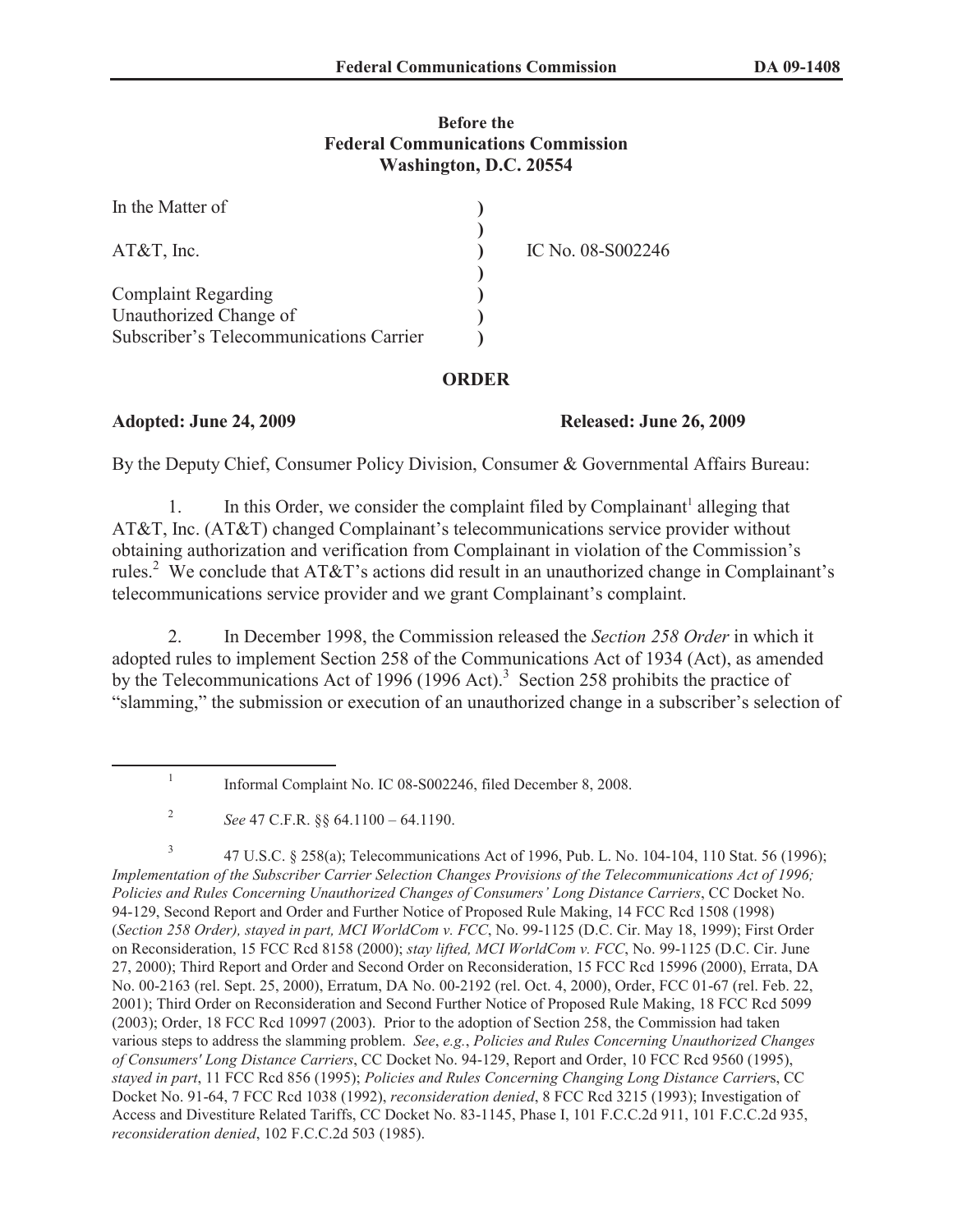**Before the**
**Federal Communications Commission**
**Washington, D.C. 20554**

| | | |
|---|---|---|
| In the Matter of | ) | |
| | ) | |
| AT&T, Inc. | ) | IC No. 08-S002246 |
| | ) | |
| Complaint Regarding | ) | |
| Unauthorized Change of | ) | |
| Subscriber's Telecommunications Carrier | ) | |

## ORDER

**Adopted: June 24, 2009** **Released: June 26, 2009**

By the Deputy Chief, Consumer Policy Division, Consumer & Governmental Affairs Bureau:

1. In this Order, we consider the complaint filed by Complainant[1] alleging that AT&T, Inc. (AT&T) changed Complainant's telecommunications service provider without obtaining authorization and verification from Complainant in violation of the Commission's rules.[2] We conclude that AT&T's actions did result in an unauthorized change in Complainant's telecommunications service provider and we grant Complainant's complaint.

2. In December 1998, the Commission released the *Section 258 Order* in which it adopted rules to implement Section 258 of the Communications Act of 1934 (Act), as amended by the Telecommunications Act of 1996 (1996 Act).[3] Section 258 prohibits the practice of "slamming," the submission or execution of an unauthorized change in a subscriber's selection of

---

[1] Informal Complaint No. IC 08-S002246, filed December 8, 2008.

[2] *See* 47 C.F.R. §§ 64.1100 – 64.1190.

[3] 47 U.S.C. § 258(a); Telecommunications Act of 1996, Pub. L. No. 104-104, 110 Stat. 56 (1996); *Implementation of the Subscriber Carrier Selection Changes Provisions of the Telecommunications Act of 1996; Policies and Rules Concerning Unauthorized Changes of Consumers' Long Distance Carriers*, CC Docket No. 94-129, Second Report and Order and Further Notice of Proposed Rule Making, 14 FCC Rcd 1508 (1998) (*Section 258 Order), stayed in part, MCI WorldCom v. FCC*, No. 99-1125 (D.C. Cir. May 18, 1999); First Order on Reconsideration, 15 FCC Rcd 8158 (2000); *stay lifted, MCI WorldCom v. FCC*, No. 99-1125 (D.C. Cir. June 27, 2000); Third Report and Order and Second Order on Reconsideration, 15 FCC Rcd 15996 (2000), Errata, DA No. 00-2163 (rel. Sept. 25, 2000), Erratum, DA No. 00-2192 (rel. Oct. 4, 2000), Order, FCC 01-67 (rel. Feb. 22, 2001); Third Order on Reconsideration and Second Further Notice of Proposed Rule Making, 18 FCC Rcd 5099 (2003); Order, 18 FCC Rcd 10997 (2003). Prior to the adoption of Section 258, the Commission had taken various steps to address the slamming problem. *See*, *e.g.*, *Policies and Rules Concerning Unauthorized Changes of Consumers' Long Distance Carriers*, CC Docket No. 94-129, Report and Order, 10 FCC Rcd 9560 (1995), *stayed in part*, 11 FCC Rcd 856 (1995); *Policies and Rules Concerning Changing Long Distance Carrier*s, CC Docket No. 91-64, 7 FCC Rcd 1038 (1992), *reconsideration denied*, 8 FCC Rcd 3215 (1993); Investigation of Access and Divestiture Related Tariffs, CC Docket No. 83-1145, Phase I, 101 F.C.C.2d 911, 101 F.C.C.2d 935, *reconsideration denied*, 102 F.C.C.2d 503 (1985).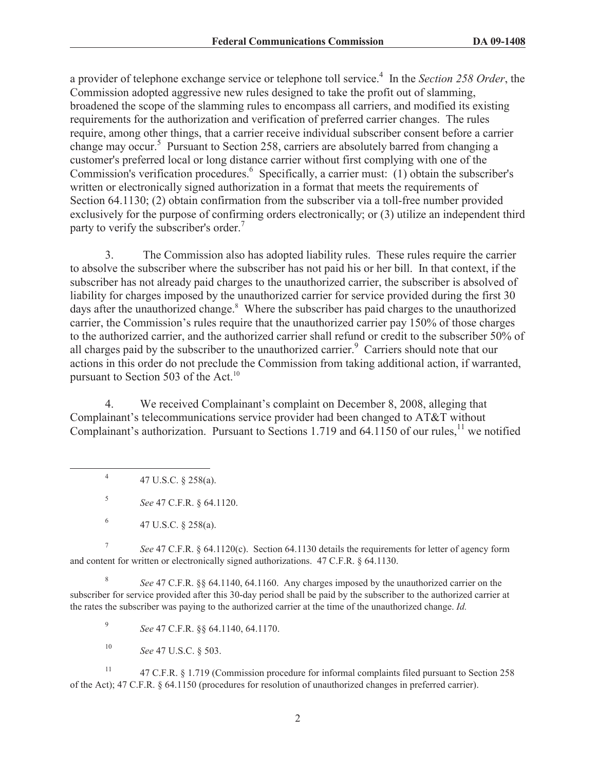a provider of telephone exchange service or telephone toll service.[4] In the *Section 258 Order*, the Commission adopted aggressive new rules designed to take the profit out of slamming, broadened the scope of the slamming rules to encompass all carriers, and modified its existing requirements for the authorization and verification of preferred carrier changes. The rules require, among other things, that a carrier receive individual subscriber consent before a carrier change may occur.[5] Pursuant to Section 258, carriers are absolutely barred from changing a customer's preferred local or long distance carrier without first complying with one of the Commission's verification procedures.[6] Specifically, a carrier must: (1) obtain the subscriber's written or electronically signed authorization in a format that meets the requirements of Section 64.1130; (2) obtain confirmation from the subscriber via a toll-free number provided exclusively for the purpose of confirming orders electronically; or (3) utilize an independent third party to verify the subscriber's order.[7]

3. The Commission also has adopted liability rules. These rules require the carrier to absolve the subscriber where the subscriber has not paid his or her bill. In that context, if the subscriber has not already paid charges to the unauthorized carrier, the subscriber is absolved of liability for charges imposed by the unauthorized carrier for service provided during the first 30 days after the unauthorized change.[8] Where the subscriber has paid charges to the unauthorized carrier, the Commission's rules require that the unauthorized carrier pay 150% of those charges to the authorized carrier, and the authorized carrier shall refund or credit to the subscriber 50% of all charges paid by the subscriber to the unauthorized carrier.[9] Carriers should note that our actions in this order do not preclude the Commission from taking additional action, if warranted, pursuant to Section 503 of the Act.[10]

4. We received Complainant's complaint on December 8, 2008, alleging that Complainant's telecommunications service provider had been changed to AT&T without Complainant's authorization. Pursuant to Sections 1.719 and 64.1150 of our rules,[11] we notified

---

[4] 47 U.S.C. § 258(a).

[5] *See* 47 C.F.R. § 64.1120.

[6] 47 U.S.C. § 258(a).

[7] *See* 47 C.F.R. § 64.1120(c). Section 64.1130 details the requirements for letter of agency form and content for written or electronically signed authorizations. 47 C.F.R. § 64.1130.

[8] *See* 47 C.F.R. §§ 64.1140, 64.1160. Any charges imposed by the unauthorized carrier on the subscriber for service provided after this 30-day period shall be paid by the subscriber to the authorized carrier at the rates the subscriber was paying to the authorized carrier at the time of the unauthorized change. *Id.*

[9] *See* 47 C.F.R. §§ 64.1140, 64.1170.

[10] *See* 47 U.S.C. § 503.

[11] 47 C.F.R. § 1.719 (Commission procedure for informal complaints filed pursuant to Section 258 of the Act); 47 C.F.R. § 64.1150 (procedures for resolution of unauthorized changes in preferred carrier).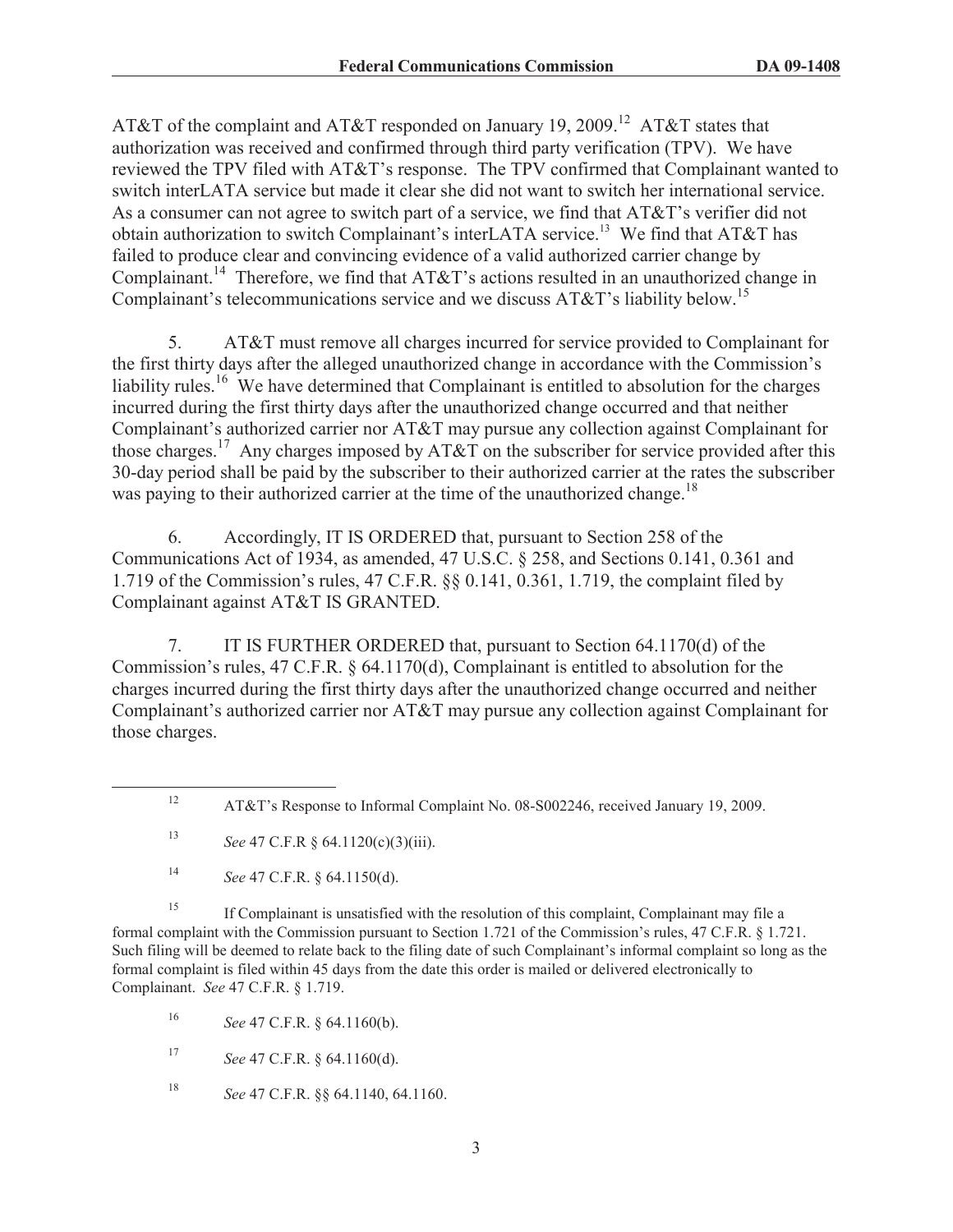AT&T of the complaint and AT&T responded on January 19, 2009.[12] AT&T states that authorization was received and confirmed through third party verification (TPV). We have reviewed the TPV filed with AT&T's response. The TPV confirmed that Complainant wanted to switch interLATA service but made it clear she did not want to switch her international service. As a consumer can not agree to switch part of a service, we find that AT&T's verifier did not obtain authorization to switch Complainant's interLATA service.[13] We find that AT&T has failed to produce clear and convincing evidence of a valid authorized carrier change by Complainant.[14] Therefore, we find that AT&T's actions resulted in an unauthorized change in Complainant's telecommunications service and we discuss AT&T's liability below.[15]

5. AT&T must remove all charges incurred for service provided to Complainant for the first thirty days after the alleged unauthorized change in accordance with the Commission's liability rules.[16] We have determined that Complainant is entitled to absolution for the charges incurred during the first thirty days after the unauthorized change occurred and that neither Complainant's authorized carrier nor AT&T may pursue any collection against Complainant for those charges.[17] Any charges imposed by AT&T on the subscriber for service provided after this 30-day period shall be paid by the subscriber to their authorized carrier at the rates the subscriber was paying to their authorized carrier at the time of the unauthorized change.[18]

6. Accordingly, IT IS ORDERED that, pursuant to Section 258 of the Communications Act of 1934, as amended, 47 U.S.C. § 258, and Sections 0.141, 0.361 and 1.719 of the Commission's rules, 47 C.F.R. §§ 0.141, 0.361, 1.719, the complaint filed by Complainant against AT&T IS GRANTED.

7. IT IS FURTHER ORDERED that, pursuant to Section 64.1170(d) of the Commission's rules, 47 C.F.R. § 64.1170(d), Complainant is entitled to absolution for the charges incurred during the first thirty days after the unauthorized change occurred and neither Complainant's authorized carrier nor AT&T may pursue any collection against Complainant for those charges.

---

[12] AT&T's Response to Informal Complaint No. 08-S002246, received January 19, 2009.

[13] *See* 47 C.F.R § 64.1120(c)(3)(iii).

[14] *See* 47 C.F.R. § 64.1150(d).

[15] If Complainant is unsatisfied with the resolution of this complaint, Complainant may file a formal complaint with the Commission pursuant to Section 1.721 of the Commission's rules, 47 C.F.R. § 1.721. Such filing will be deemed to relate back to the filing date of such Complainant's informal complaint so long as the formal complaint is filed within 45 days from the date this order is mailed or delivered electronically to Complainant. *See* 47 C.F.R. § 1.719.

[16] *See* 47 C.F.R. § 64.1160(b).

[17] *See* 47 C.F.R. § 64.1160(d).

[18] *See* 47 C.F.R. §§ 64.1140, 64.1160.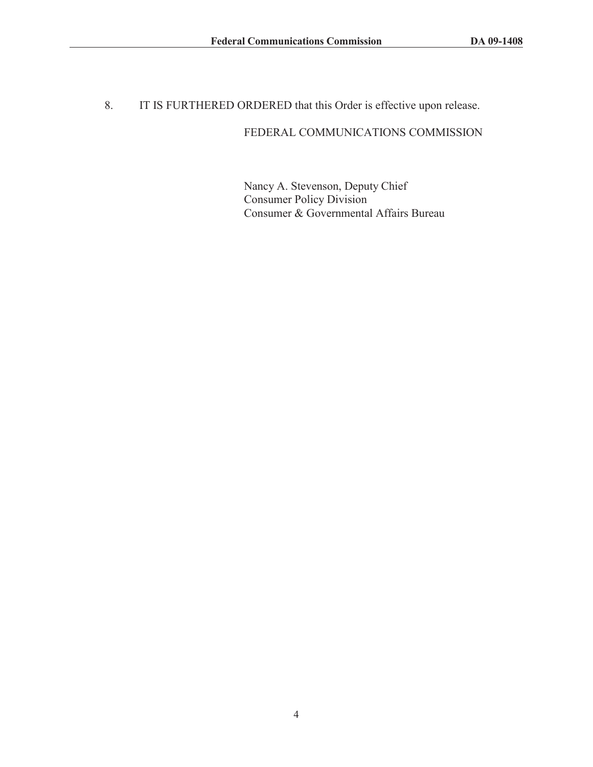8. IT IS FURTHERED ORDERED that this Order is effective upon release.

FEDERAL COMMUNICATIONS COMMISSION

Nancy A. Stevenson, Deputy Chief
Consumer Policy Division
Consumer & Governmental Affairs Bureau